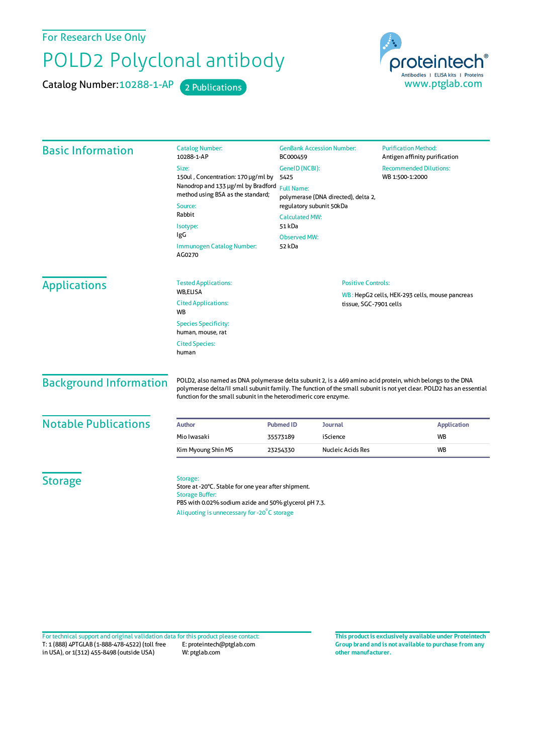For Research Use Only

# POLD2 Polyclonal antibody

Catalog Number: 10288-1-AP    2 Publications

proteintech®
Antibodies | ELISA kits | Proteins
www.ptglab.com

## Basic Information

**Catalog Number:**
10288-1-AP

**Size:**
150ul , Concentration: 170 μg/ml by Nanodrop and 133 μg/ml by Bradford method using BSA as the standard;

**Source:**
Rabbit

**Isotype:**
IgG

**Immunogen Catalog Number:**
AG0270

**GenBank Accession Number:**
BC000459

**GeneID (NCBI):**
5425

**Full Name:**
polymerase (DNA directed), delta 2, regulatory subunit 50kDa

**Calculated MW:**
51 kDa

**Observed MW:**
52 kDa

**Purification Method:**
Antigen affinity purification

**Recommended Dilutions:**
WB 1:500-1:2000

## Applications

**Tested Applications:**
WB,ELISA

**Cited Applications:**
WB

**Species Specificity:**
human, mouse, rat

**Cited Species:**
human

**Positive Controls:**

WB : HepG2 cells, HEK-293 cells, mouse pancreas tissue, SGC-7901 cells

## Background Information

POLD2, also named as DNA polymerase delta subunit 2, is a 469 amino acid protein, which belongs to the DNA polymerase delta/II small subunit family. The function of the small subunit is not yet clear. POLD2 has an essential function for the small subunit in the heterodimeric core enzyme.

## Notable Publications

| Author | Pubmed ID | Journal | Application |
|---|---|---|---|
| Mio Iwasaki | 35573189 | iScience | WB |
| Kim Myoung Shin MS | 23254330 | Nucleic Acids Res | WB |

## Storage

**Storage:**
Store at -20°C. Stable for one year after shipment.

**Storage Buffer:**
PBS with 0.02% sodium azide and 50% glycerol pH 7.3.

Aliquoting is unnecessary for -20°C storage

For technical support and original validation data for this product please contact:
T: 1 (888) 4PTGLAB (1-888-478-4522) (toll free in USA), or 1(312) 455-8498 (outside USA)
E: proteintech@ptglab.com
W: ptglab.com

**This product is exclusively available under Proteintech Group brand and is not available to purchase from any other manufacturer.**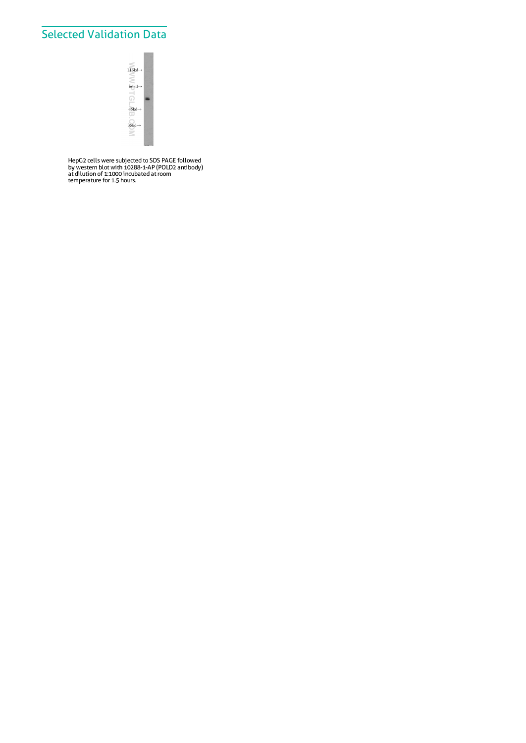## Selected Validation Data

116kd→
66kd→
45kd→
35kd→
WWW.PTGLAB.COM

HepG2 cells were subjected to SDS PAGE followed by western blot with 10288-1-AP (POLD2 antibody) at dilution of 1:1000 incubated at room temperature for 1.5 hours.